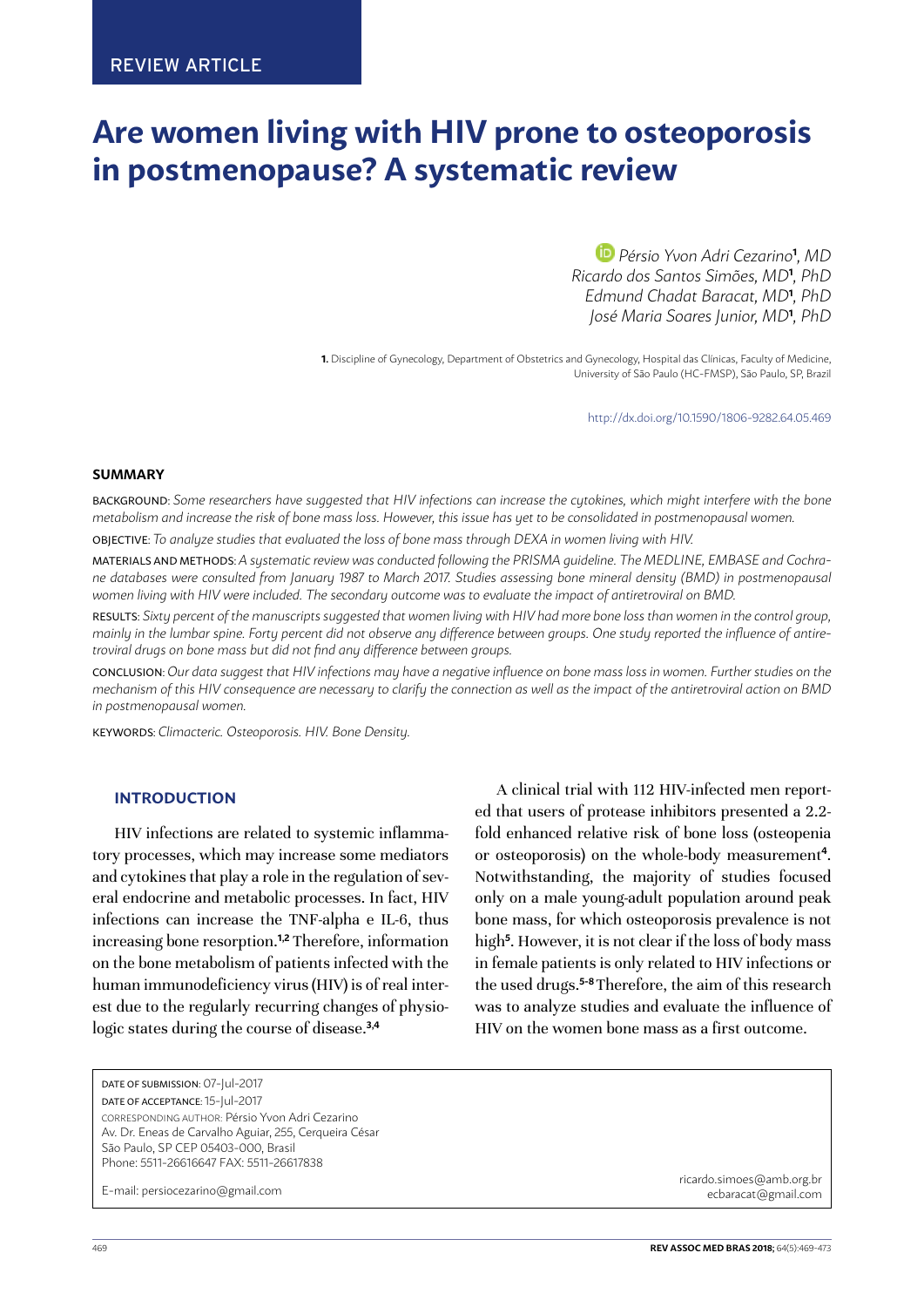REVIEW ARTICLE

# Are women living with HIV prone to osteoporosis in postmenopause? A systematic review

*Pérsio Yvon Adri Cezarino*[1], *MD*
*Ricardo dos Santos Simões, MD*[1], *PhD*
*Edmund Chadat Baracat, MD*[1], *PhD*
*José Maria Soares Junior, MD*[1], *PhD*

**1.** Discipline of Gynecology, Department of Obstetrics and Gynecology, Hospital das Clínicas, Faculty of Medicine, University of São Paulo (HC-FMSP), São Paulo, SP, Brazil

http://dx.doi.org/10.1590/1806-9282.64.05.469

## SUMMARY

BACKGROUND: *Some researchers have suggested that HIV infections can increase the cytokines, which might interfere with the bone metabolism and increase the risk of bone mass loss. However, this issue has yet to be consolidated in postmenopausal women.*

OBJECTIVE: *To analyze studies that evaluated the loss of bone mass through DEXA in women living with HIV.*

MATERIALS AND METHODS: *A systematic review was conducted following the PRISMA guideline. The MEDLINE, EMBASE and Cochrane databases were consulted from January 1987 to March 2017. Studies assessing bone mineral density (BMD) in postmenopausal women living with HIV were included. The secondary outcome was to evaluate the impact of antiretroviral on BMD.*

RESULTS: *Sixty percent of the manuscripts suggested that women living with HIV had more bone loss than women in the control group, mainly in the lumbar spine. Forty percent did not observe any difference between groups. One study reported the influence of antiretroviral drugs on bone mass but did not find any difference between groups.*

CONCLUSION: *Our data suggest that HIV infections may have a negative influence on bone mass loss in women. Further studies on the mechanism of this HIV consequence are necessary to clarify the connection as well as the impact of the antiretroviral action on BMD in postmenopausal women.*

KEYWORDS: *Climacteric. Osteoporosis. HIV. Bone Density.*

## INTRODUCTION

HIV infections are related to systemic inflammatory processes, which may increase some mediators and cytokines that play a role in the regulation of several endocrine and metabolic processes. In fact, HIV infections can increase the TNF-alpha e IL-6, thus increasing bone resorption.[1,2] Therefore, information on the bone metabolism of patients infected with the human immunodeficiency virus (HIV) is of real interest due to the regularly recurring changes of physiologic states during the course of disease.[3,4]

A clinical trial with 112 HIV-infected men reported that users of protease inhibitors presented a 2.2-fold enhanced relative risk of bone loss (osteopenia or osteoporosis) on the whole-body measurement[4]. Notwithstanding, the majority of studies focused only on a male young-adult population around peak bone mass, for which osteoporosis prevalence is not high[5]. However, it is not clear if the loss of body mass in female patients is only related to HIV infections or the used drugs.[5-8] Therefore, the aim of this research was to analyze studies and evaluate the influence of HIV on the women bone mass as a first outcome.

DATE OF SUBMISSION: 07-Jul-2017
DATE OF ACCEPTANCE: 15-Jul-2017
CORRESPONDING AUTHOR: Pérsio Yvon Adri Cezarino
Av. Dr. Eneas de Carvalho Aguiar, 255, Cerqueira César
São Paulo, SP CEP 05403-000, Brasil
Phone: 5511-26616647 FAX: 5511-26617838

E-mail: persiocezarino@gmail.com
ricardo.simoes@amb.org.br
ecbaracat@gmail.com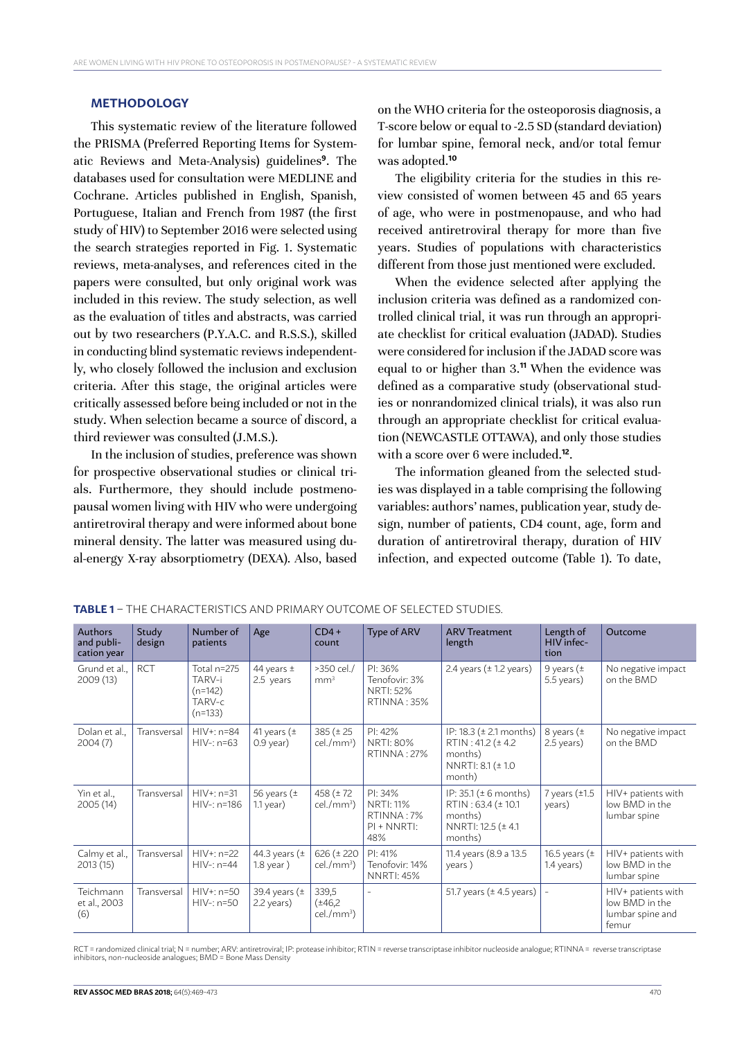## METHODOLOGY

This systematic review of the literature followed the PRISMA (Preferred Reporting Items for Systematic Reviews and Meta-Analysis) guidelines[9]. The databases used for consultation were MEDLINE and Cochrane. Articles published in English, Spanish, Portuguese, Italian and French from 1987 (the first study of HIV) to September 2016 were selected using the search strategies reported in Fig. 1. Systematic reviews, meta-analyses, and references cited in the papers were consulted, but only original work was included in this review. The study selection, as well as the evaluation of titles and abstracts, was carried out by two researchers (P.Y.A.C. and R.S.S.), skilled in conducting blind systematic reviews independently, who closely followed the inclusion and exclusion criteria. After this stage, the original articles were critically assessed before being included or not in the study. When selection became a source of discord, a third reviewer was consulted (J.M.S.).

In the inclusion of studies, preference was shown for prospective observational studies or clinical trials. Furthermore, they should include postmenopausal women living with HIV who were undergoing antiretroviral therapy and were informed about bone mineral density. The latter was measured using dual-energy X-ray absorptiometry (DEXA). Also, based on the WHO criteria for the osteoporosis diagnosis, a T-score below or equal to -2.5 SD (standard deviation) for lumbar spine, femoral neck, and/or total femur was adopted.[10]

The eligibility criteria for the studies in this review consisted of women between 45 and 65 years of age, who were in postmenopause, and who had received antiretroviral therapy for more than five years. Studies of populations with characteristics different from those just mentioned were excluded.

When the evidence selected after applying the inclusion criteria was defined as a randomized controlled clinical trial, it was run through an appropriate checklist for critical evaluation (JADAD). Studies were considered for inclusion if the JADAD score was equal to or higher than 3.[11] When the evidence was defined as a comparative study (observational studies or nonrandomized clinical trials), it was also run through an appropriate checklist for critical evaluation (NEWCASTLE OTTAWA), and only those studies with a score over 6 were included.[12].

The information gleaned from the selected studies was displayed in a table comprising the following variables: authors' names, publication year, study design, number of patients, CD4 count, age, form and duration of antiretroviral therapy, duration of HIV infection, and expected outcome (Table 1). To date,

**TABLE 1** – THE CHARACTERISTICS AND PRIMARY OUTCOME OF SELECTED STUDIES.

| Authors and publication year | Study design | Number of patients | Age | CD4+ count | Type of ARV | ARV Treatment length | Length of HIV infection | Outcome |
|---|---|---|---|---|---|---|---|---|
| Grund et al., 2009 (13) | RCT | Total n=275 TARV-i (n=142) TARV-c (n=133) | 44 years ± 2.5 years | >350 cel./mm³ | PI: 36% Tenofovir: 3% NRTI: 52% RTINNA : 35% | 2.4 years (± 1.2 years) | 9 years (± 5.5 years) | No negative impact on the BMD |
| Dolan et al., 2004 (7) | Transversal | HIV+: n=84 HIV-: n=63 | 41 years (± 0.9 year) | 385 (± 25 cel./mm³) | PI: 42% NRTI: 80% RTINNA : 27% | IP: 18.3 (± 2.1 months) RTIN : 41.2 (± 4.2 months) NNRTI: 8.1 (± 1.0 month) | 8 years (± 2.5 years) | No negative impact on the BMD |
| Yin et al., 2005 (14) | Transversal | HIV+: n=31 HIV-: n=186 | 56 years (± 1.1 year) | 458 (± 72 cel./mm³) | PI: 34% NRTI: 11% RTINNA : 7% PI + NNRTI: 48% | IP: 35.1 (± 6 months) RTIN : 63.4 (± 10.1 months) NNRTI: 12.5 (± 4.1 months) | 7 years (±1.5 years) | HIV+ patients with low BMD in the lumbar spine |
| Calmy et al., 2013 (15) | Transversal | HIV+: n=22 HIV-: n=44 | 44.3 years (± 1.8 year ) | 626 (± 220 cel./mm³) | PI: 41% Tenofovir: 14% NNRTI: 45% | 11.4 years (8.9 a 13.5 years ) | 16.5 years (± 1.4 years) | HIV+ patients with low BMD in the lumbar spine |
| Teichmann et al., 2003 (6) | Transversal | HIV+: n=50 HIV-: n=50 | 39.4 years (± 2.2 years) | 339,5 (±46,2 cel./mm³) | - | 51.7 years (± 4.5 years) | - | HIV+ patients with low BMD in the lumbar spine and femur |

RCT = randomized clinical trial; N = number; ARV: antiretroviral; IP: protease inhibitor; RTIN = reverse transcriptase inhibitor nucleoside analogue; RTINNA = reverse transcriptase inhibitors, non-nucleoside analogues; BMD = Bone Mass Density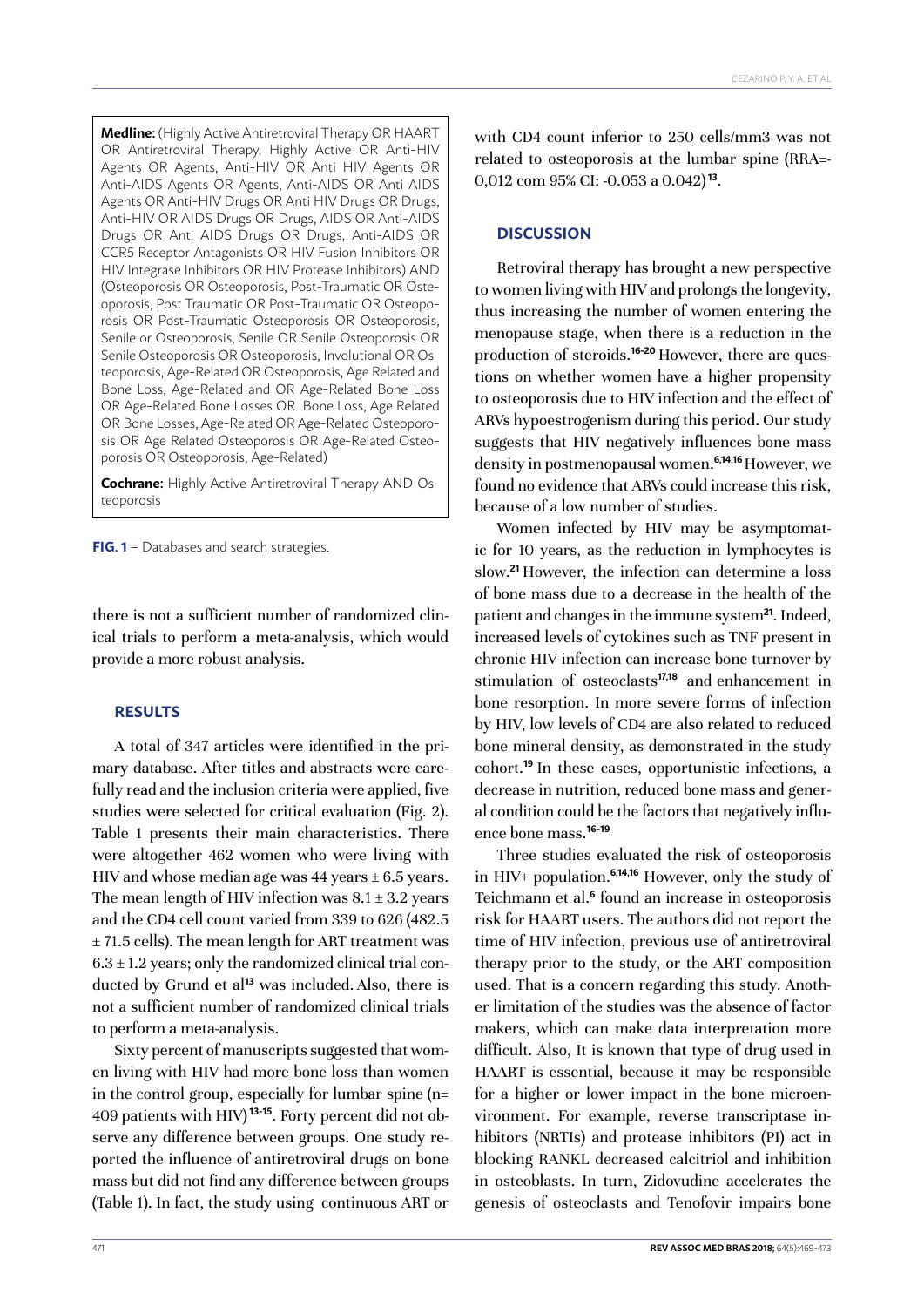**Medline:** (Highly Active Antiretroviral Therapy OR HAART OR Antiretroviral Therapy, Highly Active OR Anti-HIV Agents OR Agents, Anti-HIV OR Anti HIV Agents OR Anti-AIDS Agents OR Agents, Anti-AIDS OR Anti AIDS Agents OR Anti-HIV Drugs OR Anti HIV Drugs OR Drugs, Anti-HIV OR AIDS Drugs OR Drugs, AIDS OR Anti-AIDS Drugs OR Anti AIDS Drugs OR Drugs, Anti-AIDS OR CCR5 Receptor Antagonists OR HIV Fusion Inhibitors OR HIV Integrase Inhibitors OR HIV Protease Inhibitors) AND (Osteoporosis OR Osteoporosis, Post-Traumatic OR Osteoporosis, Post Traumatic OR Post-Traumatic OR Osteoporosis OR Post-Traumatic Osteoporosis OR Osteoporosis, Senile or Osteoporosis, Senile OR Senile Osteoporosis OR Senile Osteoporosis OR Osteoporosis, Involutional OR Osteoporosis, Age-Related OR Osteoporosis, Age Related and Bone Loss, Age-Related and OR Age-Related Bone Loss OR Age-Related Bone Losses OR Bone Loss, Age Related OR Bone Losses, Age-Related OR Age-Related Osteoporosis OR Age Related Osteoporosis OR Age-Related Osteoporosis OR Osteoporosis, Age-Related)

**Cochrane:** Highly Active Antiretroviral Therapy AND Osteoporosis

**FIG. 1** – Databases and search strategies.

there is not a sufficient number of randomized clinical trials to perform a meta-analysis, which would provide a more robust analysis.

## RESULTS

A total of 347 articles were identified in the primary database. After titles and abstracts were carefully read and the inclusion criteria were applied, five studies were selected for critical evaluation (Fig. 2). Table 1 presents their main characteristics. There were altogether 462 women who were living with HIV and whose median age was 44 years ± 6.5 years. The mean length of HIV infection was 8.1 ± 3.2 years and the CD4 cell count varied from 339 to 626 (482.5 ± 71.5 cells). The mean length for ART treatment was 6.3 ± 1.2 years; only the randomized clinical trial conducted by Grund et al[13] was included. Also, there is not a sufficient number of randomized clinical trials to perform a meta-analysis.

Sixty percent of manuscripts suggested that women living with HIV had more bone loss than women in the control group, especially for lumbar spine (n= 409 patients with HIV)[13-15]. Forty percent did not observe any difference between groups. One study reported the influence of antiretroviral drugs on bone mass but did not find any difference between groups (Table 1). In fact, the study using continuous ART or with CD4 count inferior to 250 cells/mm3 was not related to osteoporosis at the lumbar spine (RRA=-0,012 com 95% CI: -0.053 a 0.042)[13].

## DISCUSSION

Retroviral therapy has brought a new perspective to women living with HIV and prolongs the longevity, thus increasing the number of women entering the menopause stage, when there is a reduction in the production of steroids.[16-20] However, there are questions on whether women have a higher propensity to osteoporosis due to HIV infection and the effect of ARVs hypoestrogenism during this period. Our study suggests that HIV negatively influences bone mass density in postmenopausal women.[6,14,16] However, we found no evidence that ARVs could increase this risk, because of a low number of studies.

Women infected by HIV may be asymptomatic for 10 years, as the reduction in lymphocytes is slow.[21] However, the infection can determine a loss of bone mass due to a decrease in the health of the patient and changes in the immune system[21]. Indeed, increased levels of cytokines such as TNF present in chronic HIV infection can increase bone turnover by stimulation of osteoclasts[17,18] and enhancement in bone resorption. In more severe forms of infection by HIV, low levels of CD4 are also related to reduced bone mineral density, as demonstrated in the study cohort.[19] In these cases, opportunistic infections, a decrease in nutrition, reduced bone mass and general condition could be the factors that negatively influence bone mass.[16-19]

Three studies evaluated the risk of osteoporosis in HIV+ population.[6,14,16] However, only the study of Teichmann et al.[6] found an increase in osteoporosis risk for HAART users. The authors did not report the time of HIV infection, previous use of antiretroviral therapy prior to the study, or the ART composition used. That is a concern regarding this study. Another limitation of the studies was the absence of factor makers, which can make data interpretation more difficult. Also, It is known that type of drug used in HAART is essential, because it may be responsible for a higher or lower impact in the bone microenvironment. For example, reverse transcriptase inhibitors (NRTIs) and protease inhibitors (PI) act in blocking RANKL decreased calcitriol and inhibition in osteoblasts. In turn, Zidovudine accelerates the genesis of osteoclasts and Tenofovir impairs bone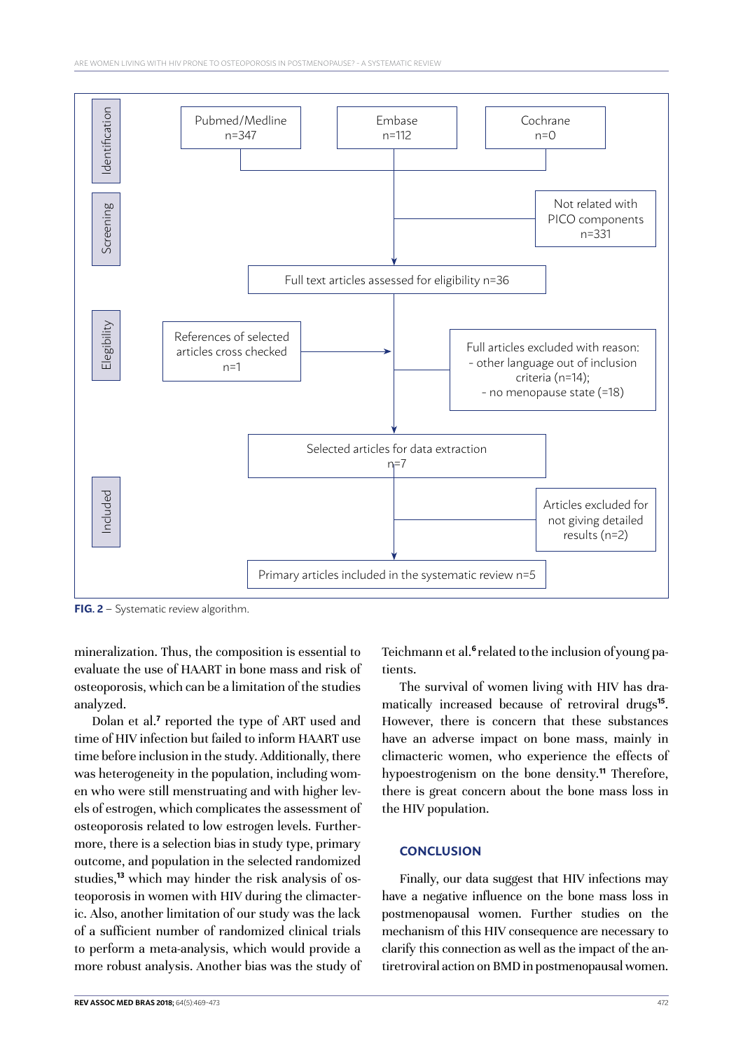Identification

Pubmed/Medline n=347

Embase n=112

Cochrane n=0

Screening

Not related with PICO components n=331

Full text articles assessed for eligibility n=36

Elegibility

References of selected articles cross checked n=1

Full articles excluded with reason:
- other language out of inclusion criteria (n=14);
- no menopause state (=18)

Selected articles for data extraction n=7

Included

Articles excluded for not giving detailed results (n=2)

Primary articles included in the systematic review n=5

**FIG. 2** – Systematic review algorithm.

mineralization. Thus, the composition is essential to evaluate the use of HAART in bone mass and risk of osteoporosis, which can be a limitation of the studies analyzed.

Dolan et al.[7] reported the type of ART used and time of HIV infection but failed to inform HAART use time before inclusion in the study. Additionally, there was heterogeneity in the population, including women who were still menstruating and with higher levels of estrogen, which complicates the assessment of osteoporosis related to low estrogen levels. Furthermore, there is a selection bias in study type, primary outcome, and population in the selected randomized studies,[13] which may hinder the risk analysis of osteoporosis in women with HIV during the climacteric. Also, another limitation of our study was the lack of a sufficient number of randomized clinical trials to perform a meta-analysis, which would provide a more robust analysis. Another bias was the study of Teichmann et al.[6] related to the inclusion of young patients.

The survival of women living with HIV has dramatically increased because of retroviral drugs[15]. However, there is concern that these substances have an adverse impact on bone mass, mainly in climacteric women, who experience the effects of hypoestrogenism on the bone density.[11] Therefore, there is great concern about the bone mass loss in the HIV population.

## CONCLUSION

Finally, our data suggest that HIV infections may have a negative influence on the bone mass loss in postmenopausal women. Further studies on the mechanism of this HIV consequence are necessary to clarify this connection as well as the impact of the antiretroviral action on BMD in postmenopausal women.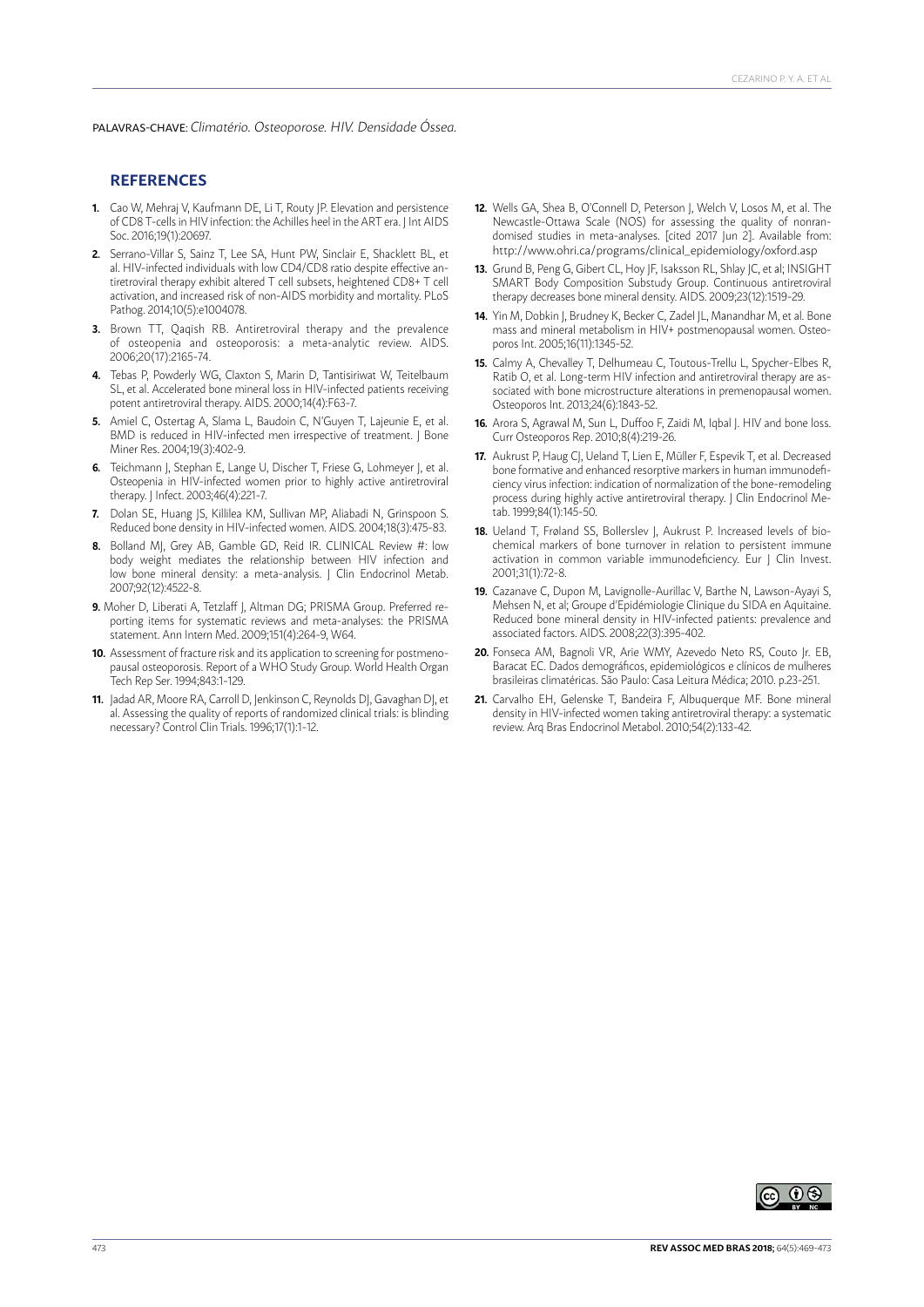PALAVRAS-CHAVE: *Climatério. Osteoporose. HIV. Densidade Óssea.*

## REFERENCES

1. Cao W, Mehraj V, Kaufmann DE, Li T, Routy JP. Elevation and persistence of CD8 T-cells in HIV infection: the Achilles heel in the ART era. J Int AIDS Soc. 2016;19(1):20697.
2. Serrano-Villar S, Sainz T, Lee SA, Hunt PW, Sinclair E, Shacklett BL, et al. HIV-infected individuals with low CD4/CD8 ratio despite effective antiretroviral therapy exhibit altered T cell subsets, heightened CD8+ T cell activation, and increased risk of non-AIDS morbidity and mortality. PLoS Pathog. 2014;10(5):e1004078.
3. Brown TT, Qaqish RB. Antiretroviral therapy and the prevalence of osteopenia and osteoporosis: a meta-analytic review. AIDS. 2006;20(17):2165-74.
4. Tebas P, Powderly WG, Claxton S, Marin D, Tantisiriwat W, Teitelbaum SL, et al. Accelerated bone mineral loss in HIV-infected patients receiving potent antiretroviral therapy. AIDS. 2000;14(4):F63-7.
5. Amiel C, Ostertag A, Slama L, Baudoin C, N'Guyen T, Lajeunie E, et al. BMD is reduced in HIV-infected men irrespective of treatment. J Bone Miner Res. 2004;19(3):402-9.
6. Teichmann J, Stephan E, Lange U, Discher T, Friese G, Lohmeyer J, et al. Osteopenia in HIV-infected women prior to highly active antiretroviral therapy. J Infect. 2003;46(4):221-7.
7. Dolan SE, Huang JS, Killilea KM, Sullivan MP, Aliabadi N, Grinspoon S. Reduced bone density in HIV-infected women. AIDS. 2004;18(3):475-83.
8. Bolland MJ, Grey AB, Gamble GD, Reid IR. CLINICAL Review #: low body weight mediates the relationship between HIV infection and low bone mineral density: a meta-analysis. J Clin Endocrinol Metab. 2007;92(12):4522-8.
9. Moher D, Liberati A, Tetzlaff J, Altman DG; PRISMA Group. Preferred reporting items for systematic reviews and meta-analyses: the PRISMA statement. Ann Intern Med. 2009;151(4):264-9, W64.
10. Assessment of fracture risk and its application to screening for postmenopausal osteoporosis. Report of a WHO Study Group. World Health Organ Tech Rep Ser. 1994;843:1-129.
11. Jadad AR, Moore RA, Carroll D, Jenkinson C, Reynolds DJ, Gavaghan DJ, et al. Assessing the quality of reports of randomized clinical trials: is blinding necessary? Control Clin Trials. 1996;17(1):1-12.
12. Wells GA, Shea B, O'Connell D, Peterson J, Welch V, Losos M, et al. The Newcastle-Ottawa Scale (NOS) for assessing the quality of nonrandomised studies in meta-analyses. [cited 2017 Jun 2]. Available from: http://www.ohri.ca/programs/clinical_epidemiology/oxford.asp
13. Grund B, Peng G, Gibert CL, Hoy JF, Isaksson RL, Shlay JC, et al; INSIGHT SMART Body Composition Substudy Group. Continuous antiretroviral therapy decreases bone mineral density. AIDS. 2009;23(12):1519-29.
14. Yin M, Dobkin J, Brudney K, Becker C, Zadel JL, Manandhar M, et al. Bone mass and mineral metabolism in HIV+ postmenopausal women. Osteoporos Int. 2005;16(11):1345-52.
15. Calmy A, Chevalley T, Delhumeau C, Toutous-Trellu L, Spycher-Elbes R, Ratib O, et al. Long-term HIV infection and antiretroviral therapy are associated with bone microstructure alterations in premenopausal women. Osteoporos Int. 2013;24(6):1843-52.
16. Arora S, Agrawal M, Sun L, Duffoo F, Zaidi M, Iqbal J. HIV and bone loss. Curr Osteoporos Rep. 2010;8(4):219-26.
17. Aukrust P, Haug CJ, Ueland T, Lien E, Müller F, Espevik T, et al. Decreased bone formative and enhanced resorptive markers in human immunodeficiency virus infection: indication of normalization of the bone-remodeling process during highly active antiretroviral therapy. J Clin Endocrinol Metab. 1999;84(1):145-50.
18. Ueland T, Frøland SS, Bollerslev J, Aukrust P. Increased levels of biochemical markers of bone turnover in relation to persistent immune activation in common variable immunodeficiency. Eur J Clin Invest. 2001;31(1):72-8.
19. Cazanave C, Dupon M, Lavignolle-Aurillac V, Barthe N, Lawson-Ayayi S, Mehsen N, et al; Groupe d'Epidémiologie Clinique du SIDA en Aquitaine. Reduced bone mineral density in HIV-infected patients: prevalence and associated factors. AIDS. 2008;22(3):395-402.
20. Fonseca AM, Bagnoli VR, Arie WMY, Azevedo Neto RS, Couto Jr. EB, Baracat EC. Dados demográficos, epidemiológicos e clínicos de mulheres brasileiras climatéricas. São Paulo: Casa Leitura Médica; 2010. p.23-251.
21. Carvalho EH, Gelenske T, Bandeira F, Albuquerque MF. Bone mineral density in HIV-infected women taking antiretroviral therapy: a systematic review. Arq Bras Endocrinol Metabol. 2010;54(2):133-42.